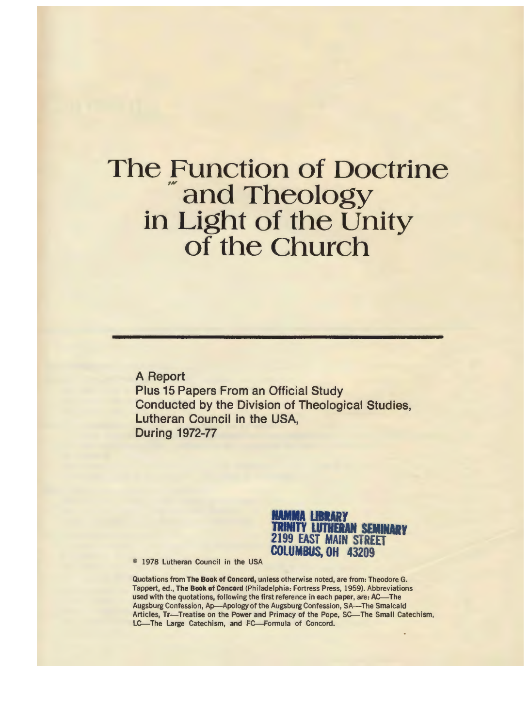# The Function of Doctrine and Theology in Light of the Unity of the Church

A Report
Plus 15 Papers From an Official Study
Conducted by the Division of Theological Studies,
Lutheran Council in the USA,
During 1972-77

HAMMA LIBRARY
TRINITY LUTHERAN SEMINARY
2199 EAST MAIN STREET
COLUMBUS, OH 43209

© 1978 Lutheran Council in the USA

Quotations from **The Book of Concord,** unless otherwise noted, are from: Theodore G. Tappert, ed., **The Book of Concord** (Philadelphia: Fortress Press, 1959). Abbreviations used with the quotations, following the first reference in each paper, are: AC—The Augsburg Confession, Ap—Apology of the Augsburg Confession, SA—The Smalcald Articles, Tr—Treatise on the Power and Primacy of the Pope, SC—The Small Catechism, LC—The Large Catechism, and FC—Formula of Concord.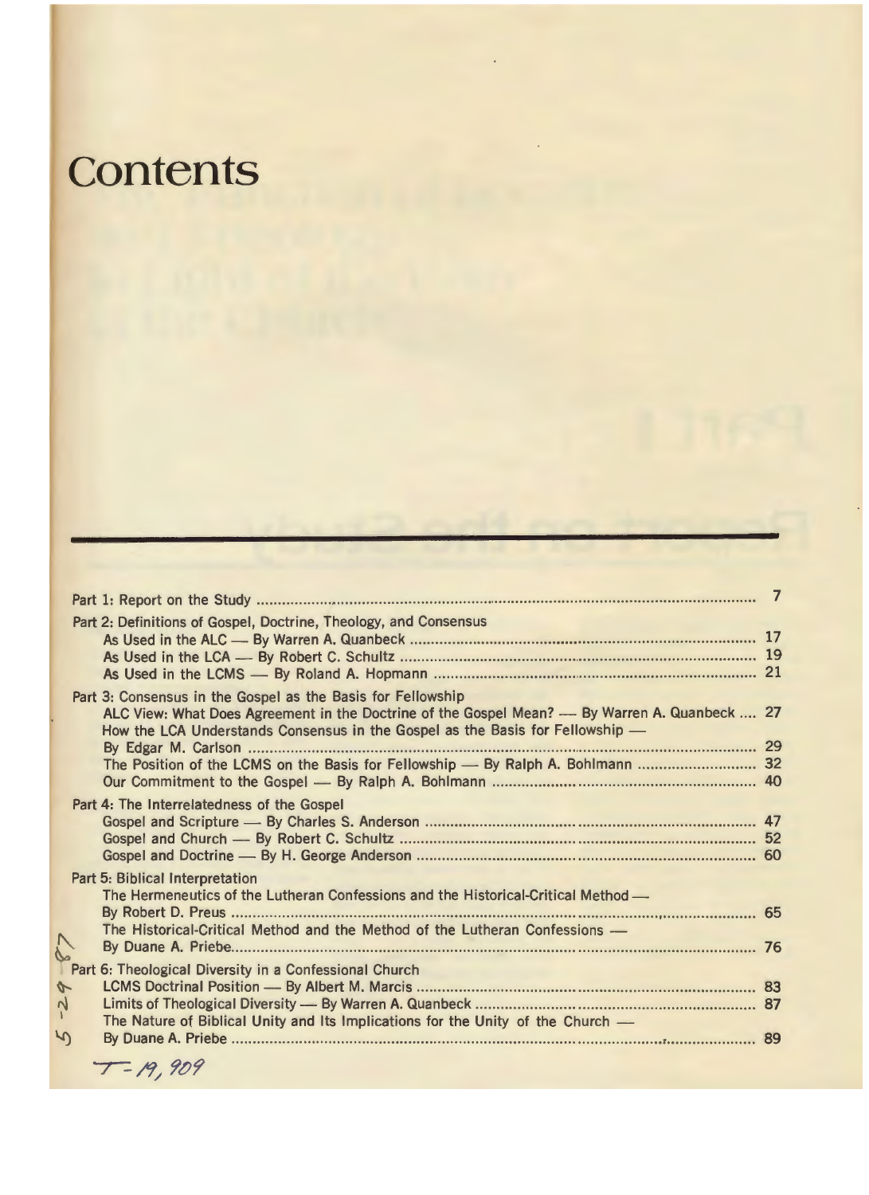# Contents

Part 1: Report on the Study ........................................ 7

Part 2: Definitions of Gospel, Doctrine, Theology, and Consensus
- As Used in the ALC — By Warren A. Quanbeck ........................................ 17
- As Used in the LCA — By Robert C. Schultz ........................................ 19
- As Used in the LCMS — By Roland A. Hopmann ........................................ 21

Part 3: Consensus in the Gospel as the Basis for Fellowship
- ALC View: What Does Agreement in the Doctrine of the Gospel Mean? — By Warren A. Quanbeck .... 27
- How the LCA Understands Consensus in the Gospel as the Basis for Fellowship — By Edgar M. Carlson ........................................ 29
- The Position of the LCMS on the Basis for Fellowship — By Ralph A. Bohlmann ........................................ 32
- Our Commitment to the Gospel — By Ralph A. Bohlmann ........................................ 40

Part 4: The Interrelatedness of the Gospel
- Gospel and Scripture — By Charles S. Anderson ........................................ 47
- Gospel and Church — By Robert C. Schultz ........................................ 52
- Gospel and Doctrine — By H. George Anderson ........................................ 60

Part 5: Biblical Interpretation
- The Hermeneutics of the Lutheran Confessions and the Historical-Critical Method — By Robert D. Preus ........................................ 65
- The Historical-Critical Method and the Method of the Lutheran Confessions — By Duane A. Priebe ........................................ 76

Part 6: Theological Diversity in a Confessional Church
- LCMS Doctrinal Position — By Albert M. Marcis ........................................ 83
- Limits of Theological Diversity — By Warren A. Quanbeck ........................................ 87
- The Nature of Biblical Unity and Its Implications for the Unity of the Church — By Duane A. Priebe ........................................ 89

5-29-87

T-19,909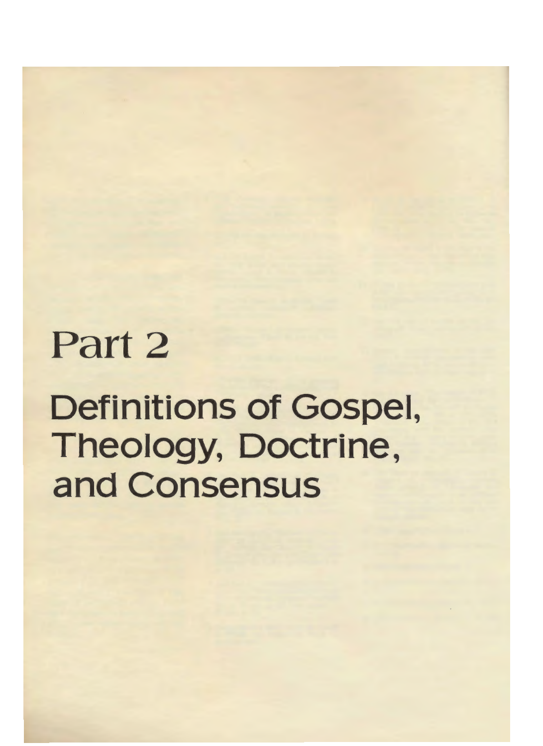# Part 2

# Definitions of Gospel, Theology, Doctrine, and Consensus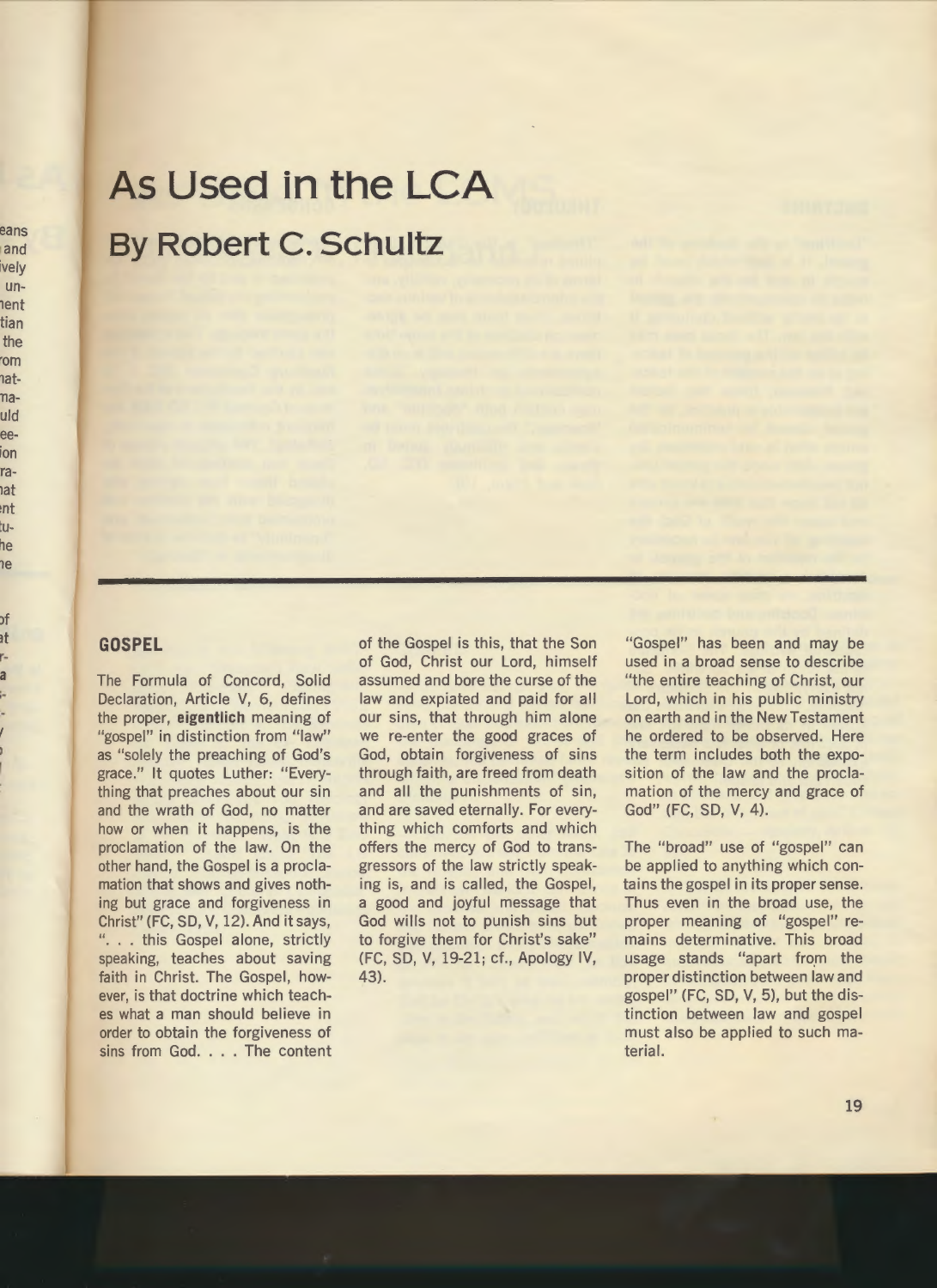# As Used in the LCA

## By Robert C. Schultz

### GOSPEL

The Formula of Concord, Solid Declaration, Article V, 6, defines the proper, **eigentlich** meaning of "gospel" in distinction from "law" as "solely the preaching of God's grace." It quotes Luther: "Everything that preaches about our sin and the wrath of God, no matter how or when it happens, is the proclamation of the law. On the other hand, the Gospel is a proclamation that shows and gives nothing but grace and forgiveness in Christ" (FC, SD, V, 12). And it says, ". . . this Gospel alone, strictly speaking, teaches about saving faith in Christ. The Gospel, however, is that doctrine which teaches what a man should believe in order to obtain the forgiveness of sins from God. . . . The content of the Gospel is this, that the Son of God, Christ our Lord, himself assumed and bore the curse of the law and expiated and paid for all our sins, that through him alone we re-enter the good graces of God, obtain forgiveness of sins through faith, are freed from death and all the punishments of sin, and are saved eternally. For everything which comforts and which offers the mercy of God to transgressors of the law strictly speaking is, and is called, the Gospel, a good and joyful message that God wills not to punish sins but to forgive them for Christ's sake" (FC, SD, V, 19-21; cf., Apology IV, 43).

"Gospel" has been and may be used in a broad sense to describe "the entire teaching of Christ, our Lord, which in his public ministry on earth and in the New Testament he ordered to be observed. Here the term includes both the exposition of the law and the proclamation of the mercy and grace of God" (FC, SD, V, 4).

The "broad" use of "gospel" can be applied to anything which contains the gospel in its proper sense. Thus even in the broad use, the proper meaning of "gospel" remains determinative. This broad usage stands "apart from the proper distinction between law and gospel" (FC, SD, V, 5), but the distinction between law and gospel must also be applied to such material.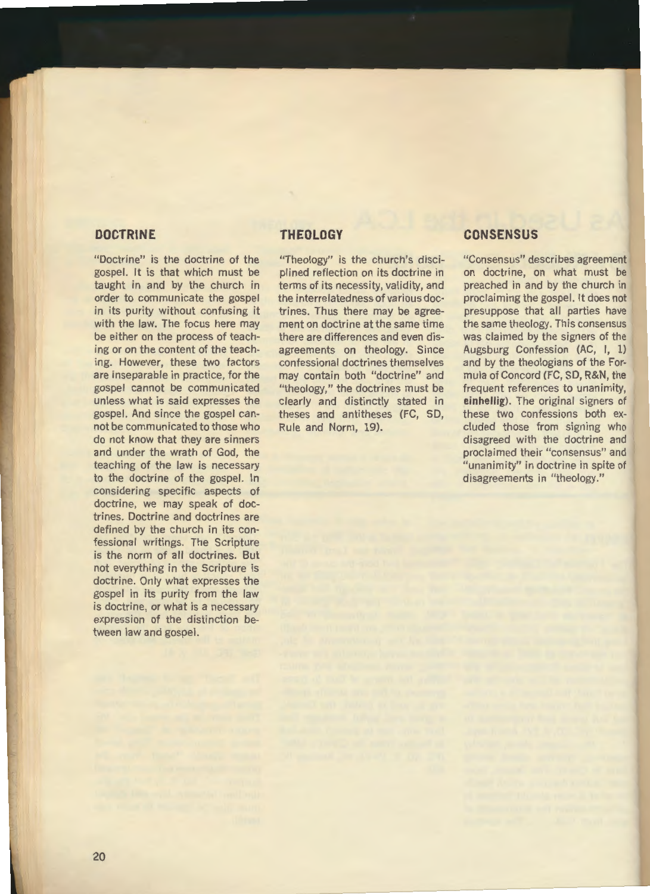## DOCTRINE

"Doctrine" is the doctrine of the gospel. It is that which must be taught in and by the church in order to communicate the gospel in its purity without confusing it with the law. The focus here may be either on the process of teaching or on the content of the teaching. However, these two factors are inseparable in practice, for the gospel cannot be communicated unless what is said expresses the gospel. And since the gospel cannot be communicated to those who do not know that they are sinners and under the wrath of God, the teaching of the law is necessary to the doctrine of the gospel. In considering specific aspects of doctrine, we may speak of doctrines. Doctrine and doctrines are defined by the church in its confessional writings. The Scripture is the norm of all doctrines. But not everything in the Scripture is doctrine. Only what expresses the gospel in its purity from the law is doctrine, or what is a necessary expression of the distinction between law and gospel.

## THEOLOGY

"Theology" is the church's disciplined reflection on its doctrine in terms of its necessity, validity, and the interrelatedness of various doctrines. Thus there may be agreement on doctrine at the same time there are differences and even disagreements on theology. Since confessional doctrines themselves may contain both "doctrine" and "theology," the doctrines must be clearly and distinctly stated in theses and antitheses (FC, SD, Rule and Norm, 19).

## CONSENSUS

"Consensus" describes agreement on doctrine, on what must be preached in and by the church in proclaiming the gospel. It does not presuppose that all parties have the same theology. This consensus was claimed by the signers of the Augsburg Confession (AC, I, 1) and by the theologians of the Formula of Concord (FC, SD, R&N, the frequent references to unanimity, **einhellig**). The original signers of these two confessions both excluded those from signing who disagreed with the doctrine and proclaimed their "consensus" and "unanimity" in doctrine in spite of disagreements in "theology."